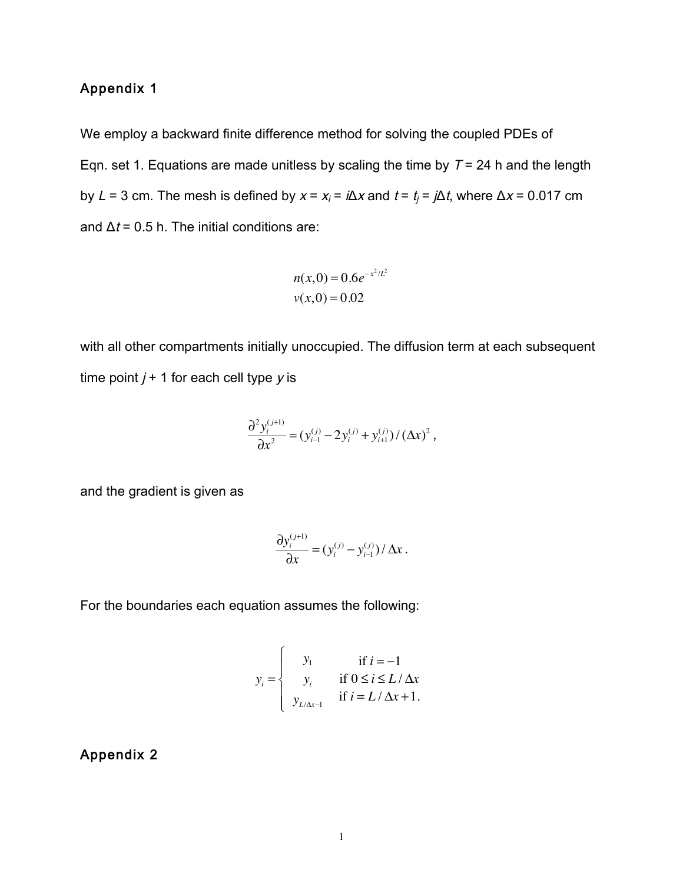## Appendix 1

We employ a backward finite difference method for solving the coupled PDEs of Eqn. set 1. Equations are made unitless by scaling the time by $T = 24$ h and the length by $L = 3$ cm. The mesh is defined by $x = x_i = i\Delta x$ and $t = t_j = j\Delta t$, where $\Delta x = 0.017$ cm and $\Delta t = 0.5$ h. The initial conditions are:

$$
\begin{aligned}
n(x,0) &= 0.6e^{-x^2/L^2} \\
v(x,0) &= 0.02
\end{aligned}
$$

with all other compartments initially unoccupied. The diffusion term at each subsequent time point $j + 1$ for each cell type $y$ is

$$
\frac{\partial^2 y_i^{(j+1)}}{\partial x^2} = (y_{i-1}^{(j)} - 2y_i^{(j)} + y_{i+1}^{(j)}) / (\Delta x)^2 ,
$$

and the gradient is given as

$$
\frac{\partial y_i^{(j+1)}}{\partial x} = (y_i^{(j)} - y_{i-1}^{(j)}) / \Delta x .
$$

For the boundaries each equation assumes the following:

$$
y_i = \begin{cases} y_1 & \text{if } i = -1 \\ y_i & \text{if } 0 \le i \le L/\Delta x \\ y_{L/\Delta x - 1} & \text{if } i = L/\Delta x + 1. \end{cases}
$$

## Appendix 2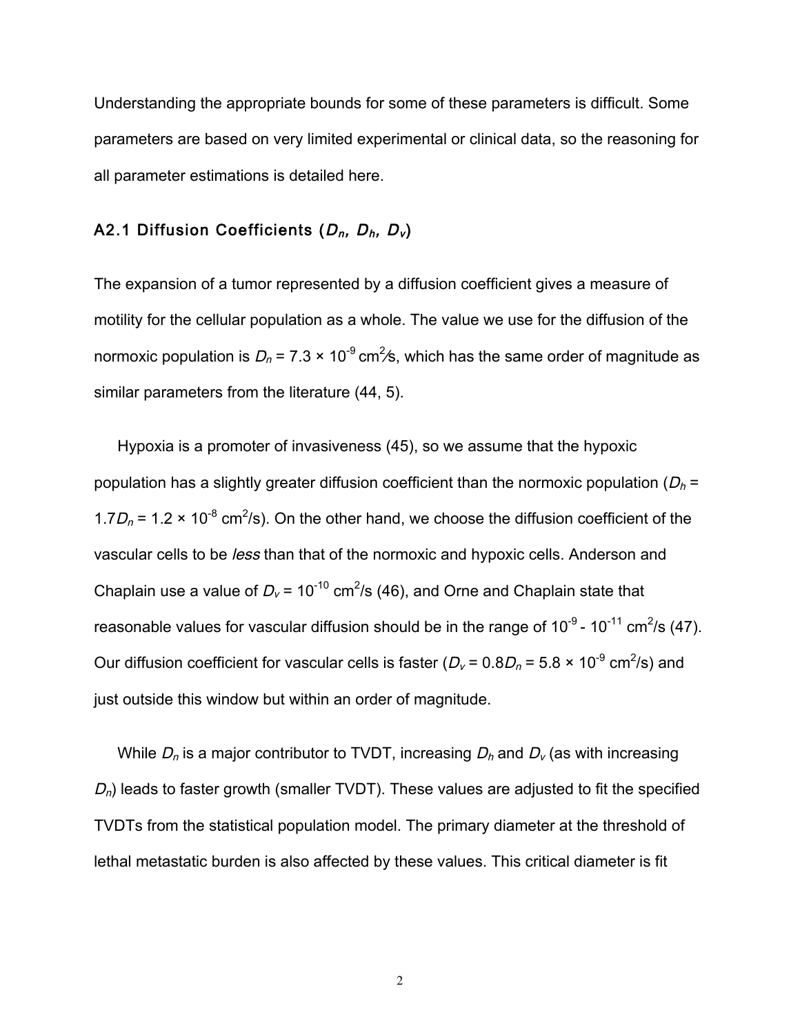Understanding the appropriate bounds for some of these parameters is difficult. Some parameters are based on very limited experimental or clinical data, so the reasoning for all parameter estimations is detailed here.

### A2.1 Diffusion Coefficients ($D_n$, $D_h$, $D_v$)

The expansion of a tumor represented by a diffusion coefficient gives a measure of motility for the cellular population as a whole. The value we use for the diffusion of the normoxic population is $D_n = 7.3 \times 10^{-9}$ cm$^2$/s, which has the same order of magnitude as similar parameters from the literature (44, 5).

Hypoxia is a promoter of invasiveness (45), so we assume that the hypoxic population has a slightly greater diffusion coefficient than the normoxic population ($D_h = 1.7D_n = 1.2 \times 10^{-8}$ cm$^2$/s). On the other hand, we choose the diffusion coefficient of the vascular cells to be *less* than that of the normoxic and hypoxic cells. Anderson and Chaplain use a value of $D_v = 10^{-10}$ cm$^2$/s (46), and Orne and Chaplain state that reasonable values for vascular diffusion should be in the range of $10^{-9}$ - $10^{-11}$ cm$^2$/s (47). Our diffusion coefficient for vascular cells is faster ($D_v = 0.8D_n = 5.8 \times 10^{-9}$ cm$^2$/s) and just outside this window but within an order of magnitude.

While $D_n$ is a major contributor to TVDT, increasing $D_h$ and $D_v$ (as with increasing $D_n$) leads to faster growth (smaller TVDT). These values are adjusted to fit the specified TVDTs from the statistical population model. The primary diameter at the threshold of lethal metastatic burden is also affected by these values. This critical diameter is fit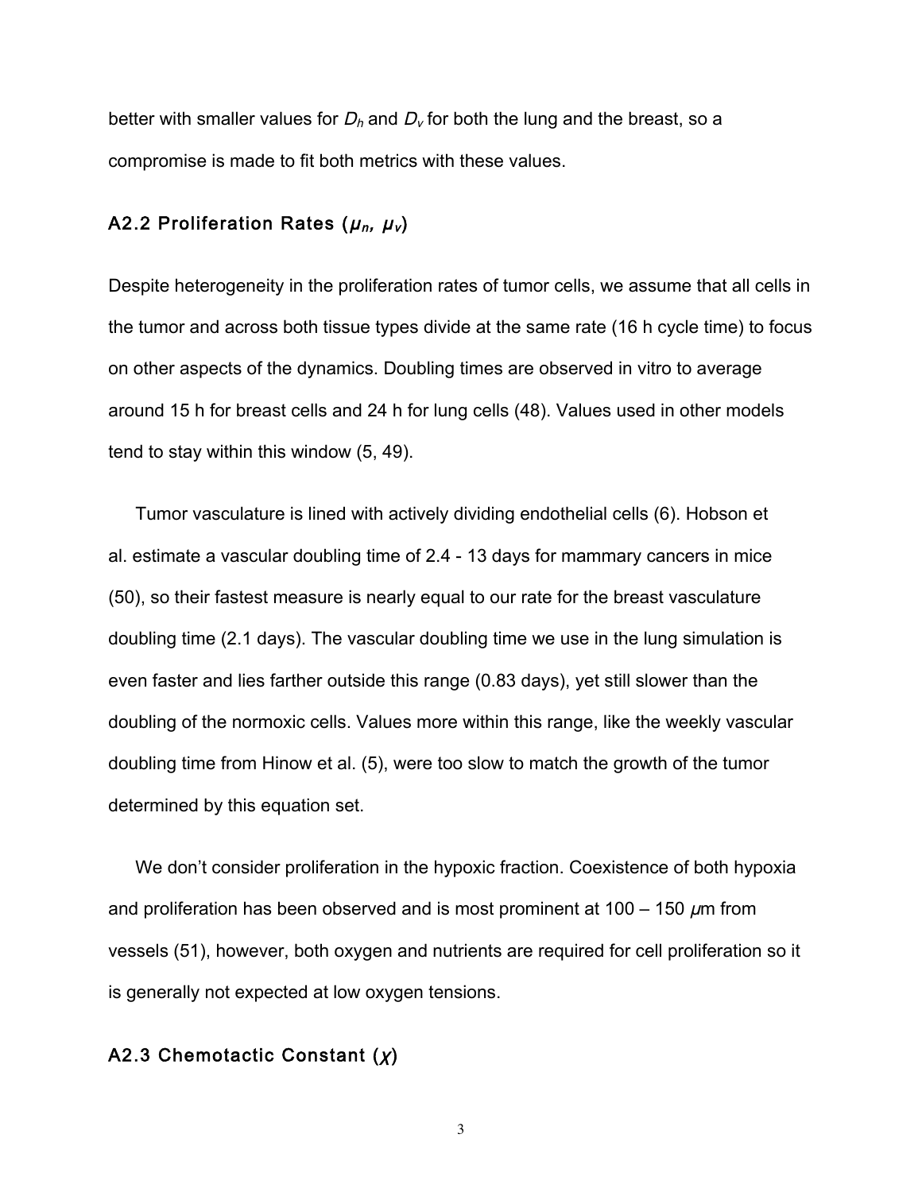better with smaller values for $D_h$ and $D_v$ for both the lung and the breast, so a compromise is made to fit both metrics with these values.

### A2.2 Proliferation Rates ($\mu_n$, $\mu_v$)

Despite heterogeneity in the proliferation rates of tumor cells, we assume that all cells in the tumor and across both tissue types divide at the same rate (16 h cycle time) to focus on other aspects of the dynamics. Doubling times are observed in vitro to average around 15 h for breast cells and 24 h for lung cells (48). Values used in other models tend to stay within this window (5, 49).

Tumor vasculature is lined with actively dividing endothelial cells (6). Hobson et al. estimate a vascular doubling time of 2.4 - 13 days for mammary cancers in mice (50), so their fastest measure is nearly equal to our rate for the breast vasculature doubling time (2.1 days). The vascular doubling time we use in the lung simulation is even faster and lies farther outside this range (0.83 days), yet still slower than the doubling of the normoxic cells. Values more within this range, like the weekly vascular doubling time from Hinow et al. (5), were too slow to match the growth of the tumor determined by this equation set.

We don't consider proliferation in the hypoxic fraction. Coexistence of both hypoxia and proliferation has been observed and is most prominent at 100 – 150 $\mu$m from vessels (51), however, both oxygen and nutrients are required for cell proliferation so it is generally not expected at low oxygen tensions.

### A2.3 Chemotactic Constant ($\chi$)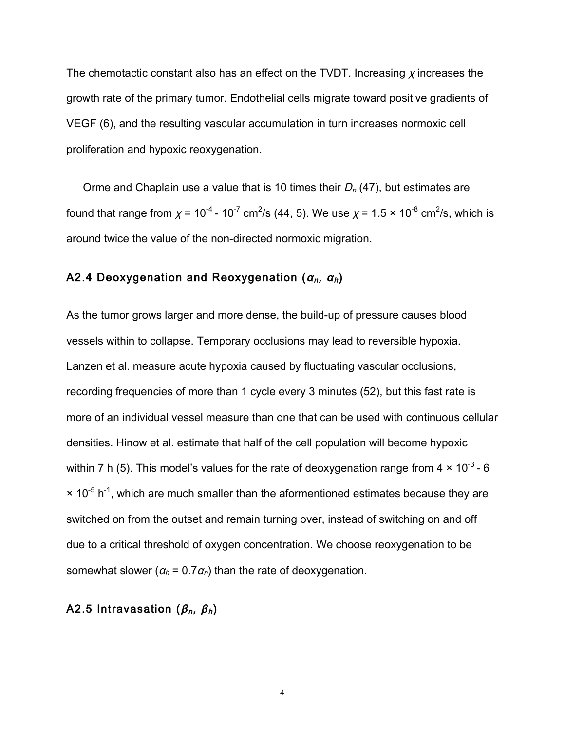The chemotactic constant also has an effect on the TVDT. Increasing $\chi$ increases the growth rate of the primary tumor. Endothelial cells migrate toward positive gradients of VEGF (6), and the resulting vascular accumulation in turn increases normoxic cell proliferation and hypoxic reoxygenation.

Orme and Chaplain use a value that is 10 times their $D_n$ (47), but estimates are found that range from $\chi = 10^{-4} - 10^{-7}$ cm$^2$/s (44, 5). We use $\chi = 1.5 \times 10^{-8}$ cm$^2$/s, which is around twice the value of the non-directed normoxic migration.

### A2.4 Deoxygenation and Reoxygenation ($\alpha_n$, $\alpha_h$)

As the tumor grows larger and more dense, the build-up of pressure causes blood vessels within to collapse. Temporary occlusions may lead to reversible hypoxia. Lanzen et al. measure acute hypoxia caused by fluctuating vascular occlusions, recording frequencies of more than 1 cycle every 3 minutes (52), but this fast rate is more of an individual vessel measure than one that can be used with continuous cellular densities. Hinow et al. estimate that half of the cell population will become hypoxic within 7 h (5). This model's values for the rate of deoxygenation range from $4 \times 10^{-3}$ - $6 \times 10^{-5}$ h$^{-1}$, which are much smaller than the aforementioned estimates because they are switched on from the outset and remain turning over, instead of switching on and off due to a critical threshold of oxygen concentration. We choose reoxygenation to be somewhat slower ($\alpha_h = 0.7\alpha_n$) than the rate of deoxygenation.

### A2.5 Intravasation ($\beta_n$, $\beta_h$)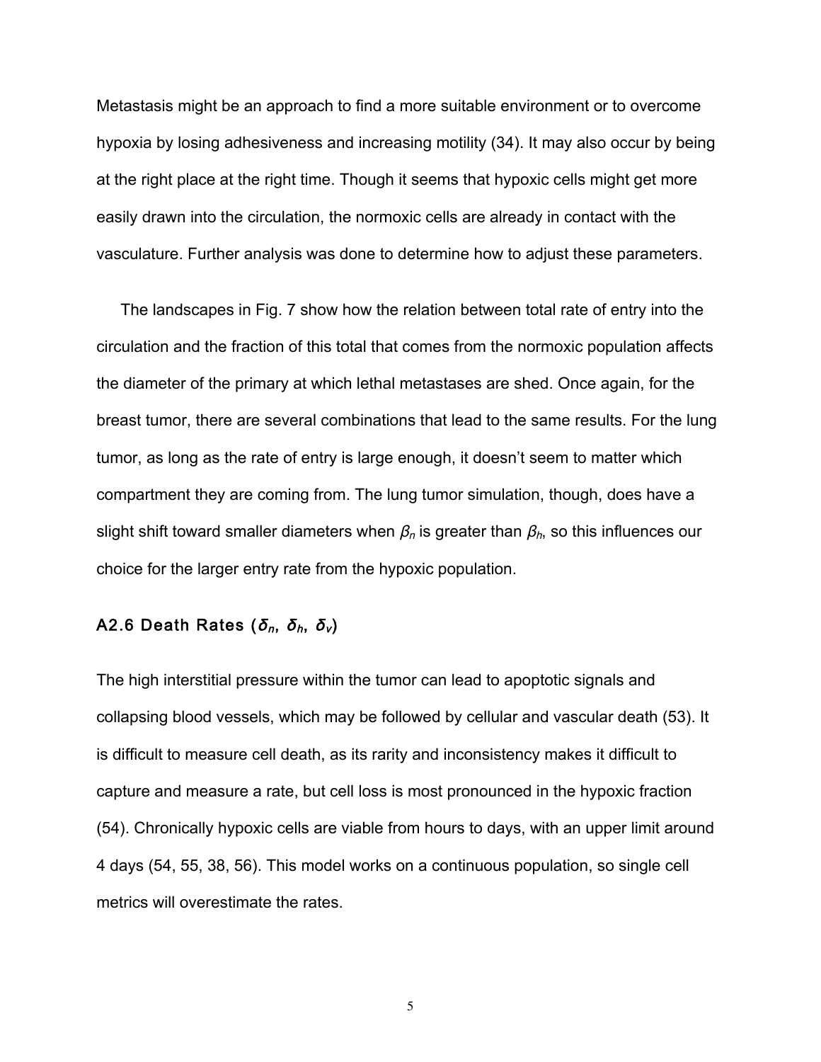Metastasis might be an approach to find a more suitable environment or to overcome hypoxia by losing adhesiveness and increasing motility (34). It may also occur by being at the right place at the right time. Though it seems that hypoxic cells might get more easily drawn into the circulation, the normoxic cells are already in contact with the vasculature. Further analysis was done to determine how to adjust these parameters.

The landscapes in Fig. 7 show how the relation between total rate of entry into the circulation and the fraction of this total that comes from the normoxic population affects the diameter of the primary at which lethal metastases are shed. Once again, for the breast tumor, there are several combinations that lead to the same results. For the lung tumor, as long as the rate of entry is large enough, it doesn't seem to matter which compartment they are coming from. The lung tumor simulation, though, does have a slight shift toward smaller diameters when $\beta_n$ is greater than $\beta_h$, so this influences our choice for the larger entry rate from the hypoxic population.

### A2.6 Death Rates ($\delta_n$, $\delta_h$, $\delta_v$)

The high interstitial pressure within the tumor can lead to apoptotic signals and collapsing blood vessels, which may be followed by cellular and vascular death (53). It is difficult to measure cell death, as its rarity and inconsistency makes it difficult to capture and measure a rate, but cell loss is most pronounced in the hypoxic fraction (54). Chronically hypoxic cells are viable from hours to days, with an upper limit around 4 days (54, 55, 38, 56). This model works on a continuous population, so single cell metrics will overestimate the rates.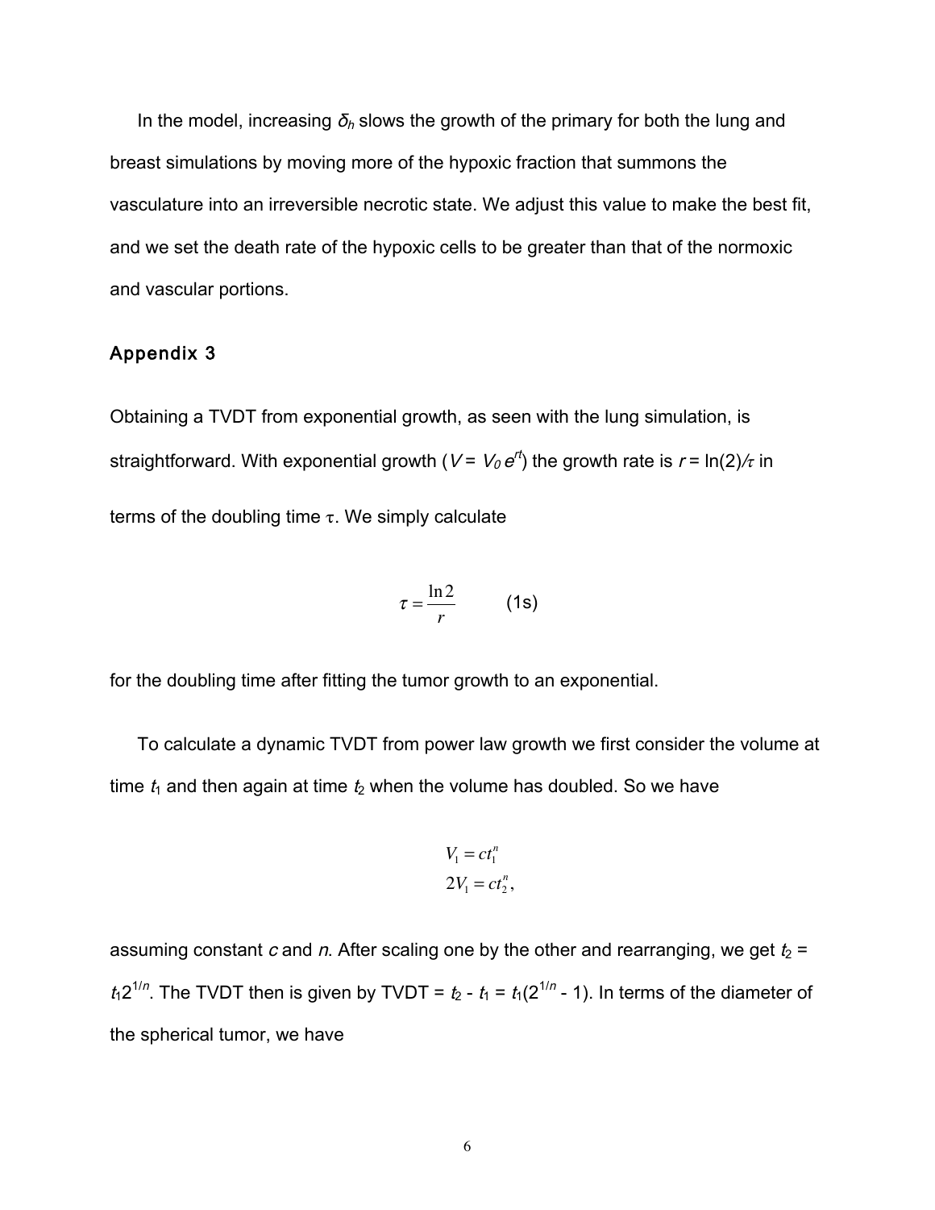In the model, increasing $\delta_h$ slows the growth of the primary for both the lung and breast simulations by moving more of the hypoxic fraction that summons the vasculature into an irreversible necrotic state. We adjust this value to make the best fit, and we set the death rate of the hypoxic cells to be greater than that of the normoxic and vascular portions.

## Appendix 3

Obtaining a TVDT from exponential growth, as seen with the lung simulation, is straightforward. With exponential growth ($V = V_0 e^{rt}$) the growth rate is $r = \ln(2)/\tau$ in terms of the doubling time $\tau$. We simply calculate

$$\tau = \frac{\ln 2}{r} \qquad \text{(1s)}$$

for the doubling time after fitting the tumor growth to an exponential.

To calculate a dynamic TVDT from power law growth we first consider the volume at time $t_1$ and then again at time $t_2$ when the volume has doubled. So we have

$$\begin{aligned} V_1 &= c t_1^n \\ 2V_1 &= c t_2^n, \end{aligned}$$

assuming constant $c$ and $n$. After scaling one by the other and rearranging, we get $t_2 = t_1 2^{1/n}$. The TVDT then is given by TVDT = $t_2 - t_1 = t_1(2^{1/n} - 1)$. In terms of the diameter of the spherical tumor, we have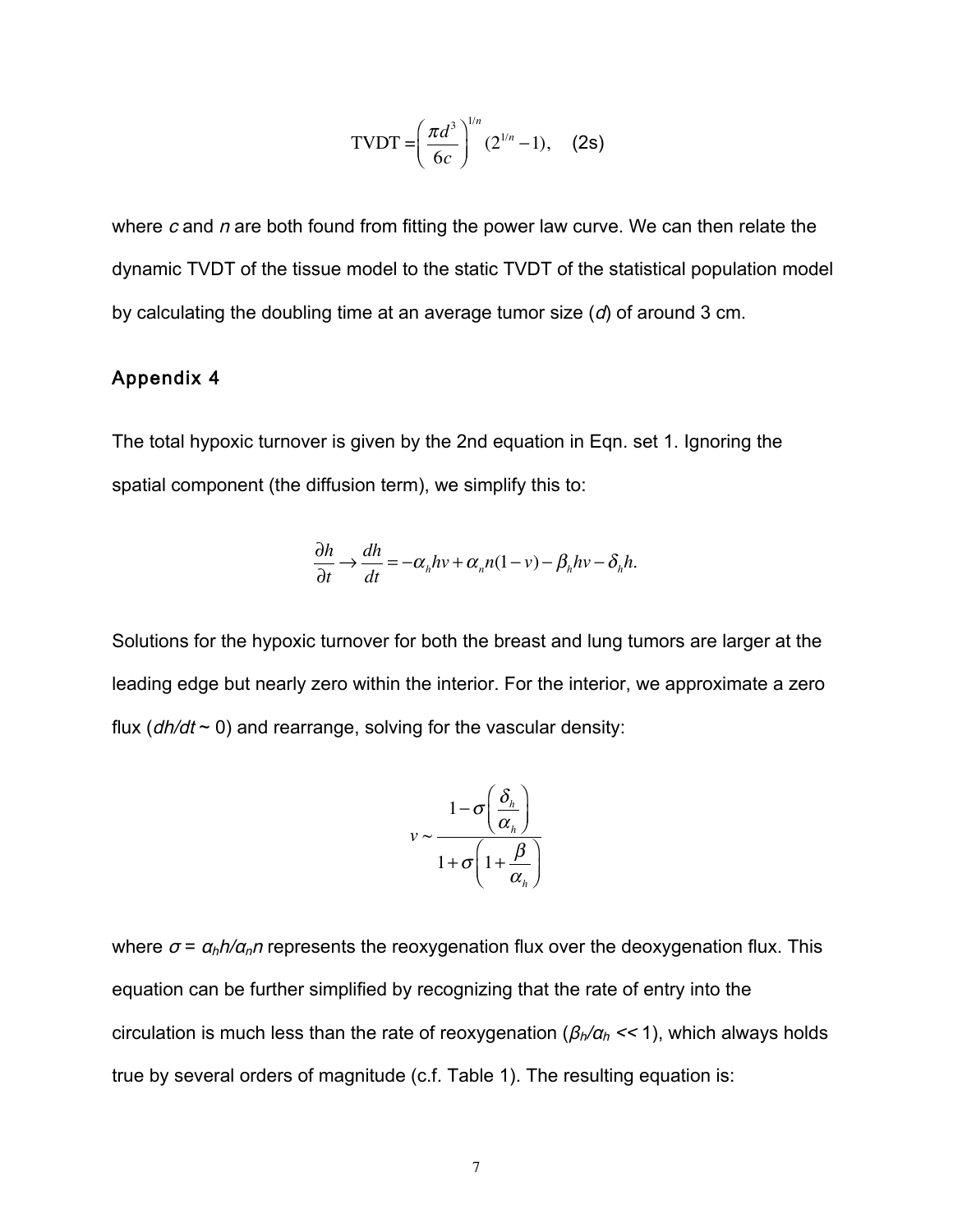$$\text{TVDT} = \left(\frac{\pi d^3}{6c}\right)^{1/n} (2^{1/n} - 1), \quad \text{(2s)}$$

where $c$ and $n$ are both found from fitting the power law curve. We can then relate the dynamic TVDT of the tissue model to the static TVDT of the statistical population model by calculating the doubling time at an average tumor size ($d$) of around 3 cm.

## Appendix 4

The total hypoxic turnover is given by the 2nd equation in Eqn. set 1. Ignoring the spatial component (the diffusion term), we simplify this to:

$$\frac{\partial h}{\partial t} \rightarrow \frac{dh}{dt} = -\alpha_h h v + \alpha_n n(1-v) - \beta_h h v - \delta_h h.$$

Solutions for the hypoxic turnover for both the breast and lung tumors are larger at the leading edge but nearly zero within the interior. For the interior, we approximate a zero flux ($dh/dt \sim 0$) and rearrange, solving for the vascular density:

$$v \sim \frac{1 - \sigma\left(\frac{\delta_h}{\alpha_h}\right)}{1 + \sigma\left(1 + \frac{\beta}{\alpha_h}\right)}$$

where $\sigma = \alpha_h h/\alpha_n n$ represents the reoxygenation flux over the deoxygenation flux. This equation can be further simplified by recognizing that the rate of entry into the circulation is much less than the rate of reoxygenation ($\beta_h/\alpha_h << 1$), which always holds true by several orders of magnitude (c.f. Table 1). The resulting equation is: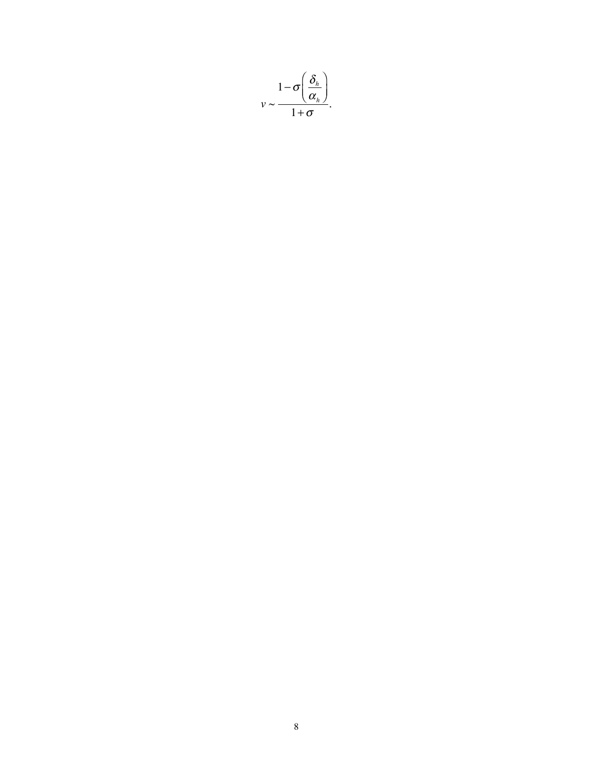$$v \sim \frac{1 - \sigma\left(\dfrac{\delta_h}{\alpha_h}\right)}{1 + \sigma}.$$